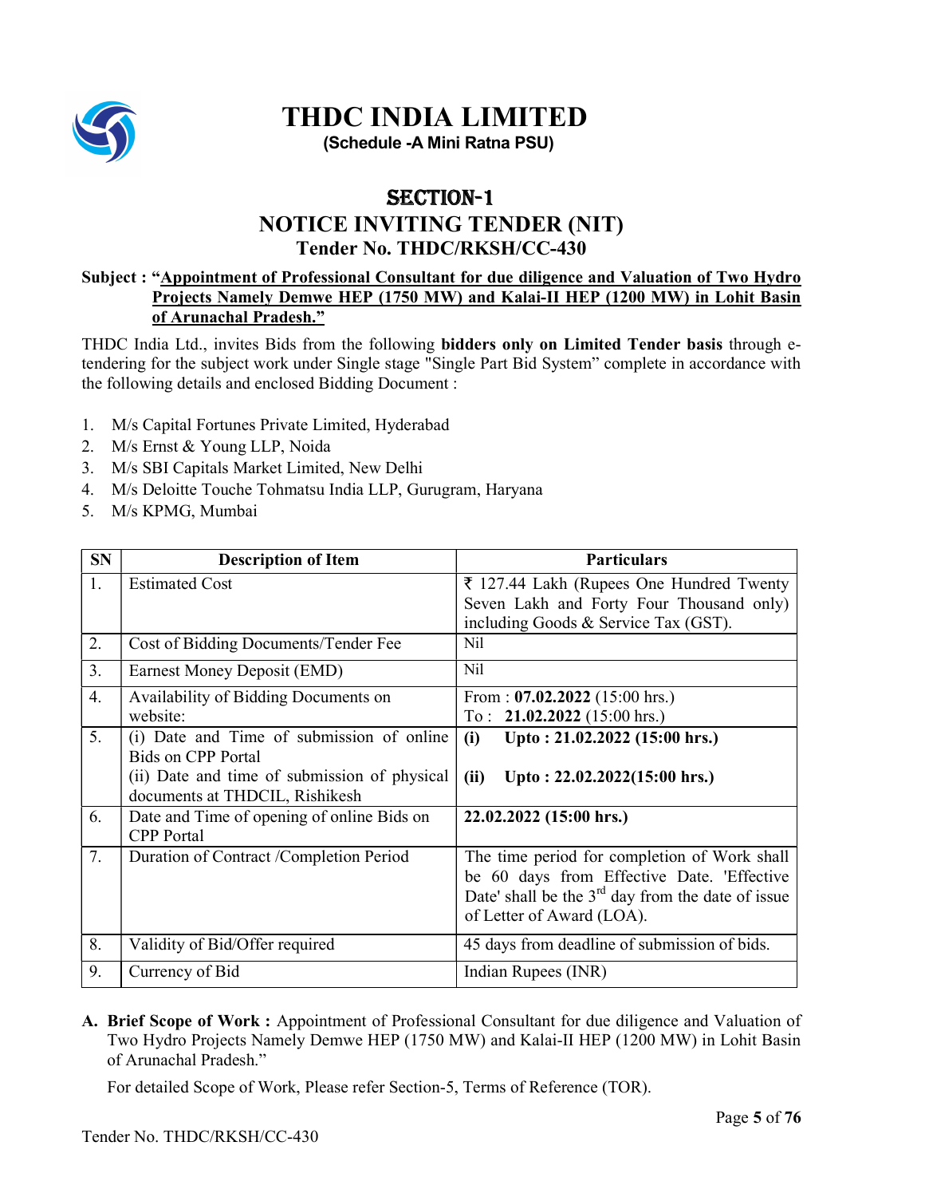# THDC INDIA LIMITED

**(Schedule -A Mini Ratna PSU)**

## SECTION-1

## NOTICE INVITING TENDER (NIT)

### Tender No. THDC/RKSH/CC-430

**Subject : "Appointment of Professional Consultant for due diligence and Valuation of Two Hydro Projects Namely Demwe HEP (1750 MW) and Kalai-II HEP (1200 MW) in Lohit Basin of Arunachal Pradesh."**

THDC India Ltd., invites Bids from the following **bidders only on Limited Tender basis** through e-tendering for the subject work under Single stage "Single Part Bid System" complete in accordance with the following details and enclosed Bidding Document :

1. M/s Capital Fortunes Private Limited, Hyderabad
2. M/s Ernst & Young LLP, Noida
3. M/s SBI Capitals Market Limited, New Delhi
4. M/s Deloitte Touche Tohmatsu India LLP, Gurugram, Haryana
5. M/s KPMG, Mumbai

| SN | Description of Item | Particulars |
|---|---|---|
| 1. | Estimated Cost | ₹ 127.44 Lakh (Rupees One Hundred Twenty Seven Lakh and Forty Four Thousand only) including Goods & Service Tax (GST). |
| 2. | Cost of Bidding Documents/Tender Fee | Nil |
| 3. | Earnest Money Deposit (EMD) | Nil |
| 4. | Availability of Bidding Documents on website: | From : **07.02.2022** (15:00 hrs.)<br>To : **21.02.2022** (15:00 hrs.) |
| 5. | (i) Date and Time of submission of online Bids on CPP Portal<br>(ii) Date and time of submission of physical documents at THDCIL, Rishikesh | **(i) Upto : 21.02.2022 (15:00 hrs.)**<br>**(ii) Upto : 22.02.2022(15:00 hrs.)** |
| 6. | Date and Time of opening of online Bids on CPP Portal | **22.02.2022 (15:00 hrs.)** |
| 7. | Duration of Contract /Completion Period | The time period for completion of Work shall be 60 days from Effective Date. 'Effective Date' shall be the 3rd day from the date of issue of Letter of Award (LOA). |
| 8. | Validity of Bid/Offer required | 45 days from deadline of submission of bids. |
| 9. | Currency of Bid | Indian Rupees (INR) |

**A. Brief Scope of Work :** Appointment of Professional Consultant for due diligence and Valuation of Two Hydro Projects Namely Demwe HEP (1750 MW) and Kalai-II HEP (1200 MW) in Lohit Basin of Arunachal Pradesh."

For detailed Scope of Work, Please refer Section-5, Terms of Reference (TOR).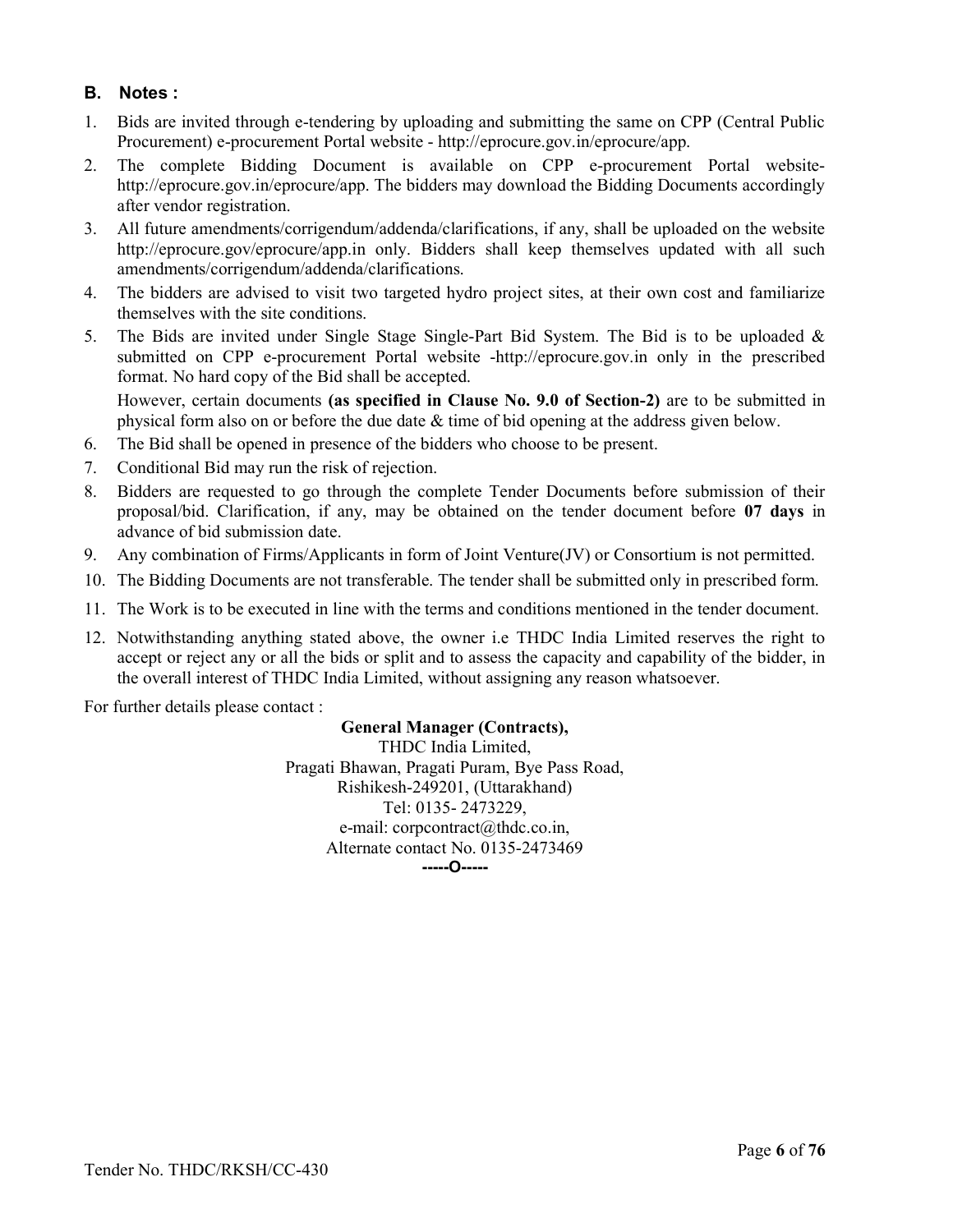## B. Notes :

1. Bids are invited through e-tendering by uploading and submitting the same on CPP (Central Public Procurement) e-procurement Portal website - http://eprocure.gov.in/eprocure/app.
2. The complete Bidding Document is available on CPP e-procurement Portal website- http://eprocure.gov.in/eprocure/app. The bidders may download the Bidding Documents accordingly after vendor registration.
3. All future amendments/corrigendum/addenda/clarifications, if any, shall be uploaded on the website http://eprocure.gov/eprocure/app.in only. Bidders shall keep themselves updated with all such amendments/corrigendum/addenda/clarifications.
4. The bidders are advised to visit two targeted hydro project sites, at their own cost and familiarize themselves with the site conditions.
5. The Bids are invited under Single Stage Single-Part Bid System. The Bid is to be uploaded & submitted on CPP e-procurement Portal website -http://eprocure.gov.in only in the prescribed format. No hard copy of the Bid shall be accepted.

   However, certain documents **(as specified in Clause No. 9.0 of Section-2)** are to be submitted in physical form also on or before the due date & time of bid opening at the address given below.
6. The Bid shall be opened in presence of the bidders who choose to be present.
7. Conditional Bid may run the risk of rejection.
8. Bidders are requested to go through the complete Tender Documents before submission of their proposal/bid. Clarification, if any, may be obtained on the tender document before **07 days** in advance of bid submission date.
9. Any combination of Firms/Applicants in form of Joint Venture(JV) or Consortium is not permitted.
10. The Bidding Documents are not transferable. The tender shall be submitted only in prescribed form.
11. The Work is to be executed in line with the terms and conditions mentioned in the tender document.
12. Notwithstanding anything stated above, the owner i.e THDC India Limited reserves the right to accept or reject any or all the bids or split and to assess the capacity and capability of the bidder, in the overall interest of THDC India Limited, without assigning any reason whatsoever.

For further details please contact :

**General Manager (Contracts),**
THDC India Limited,
Pragati Bhawan, Pragati Puram, Bye Pass Road,
Rishikesh-249201, (Uttarakhand)
Tel: 0135- 2473229,
e-mail: corpcontract@thdc.co.in,
Alternate contact No. 0135-2473469

**-----O-----**